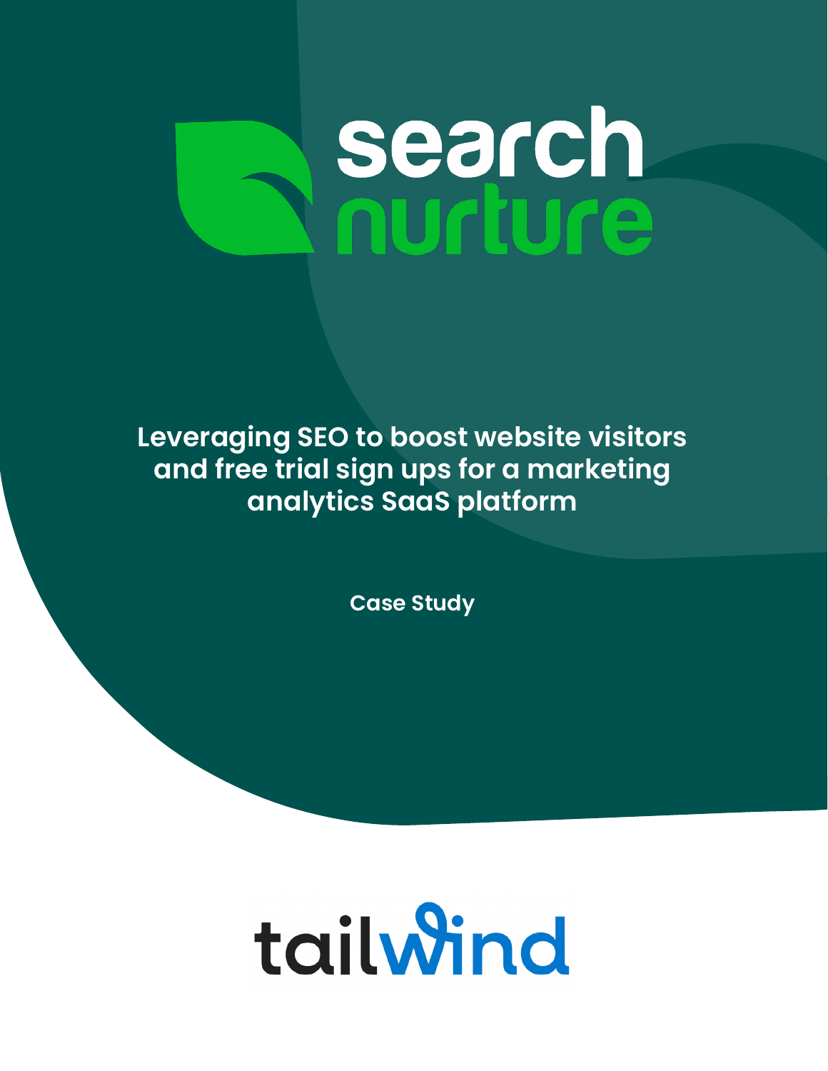search nurture

# Leveraging SEO to boost website visitors and free trial sign ups for a marketing analytics SaaS platform

Case Study

tailwind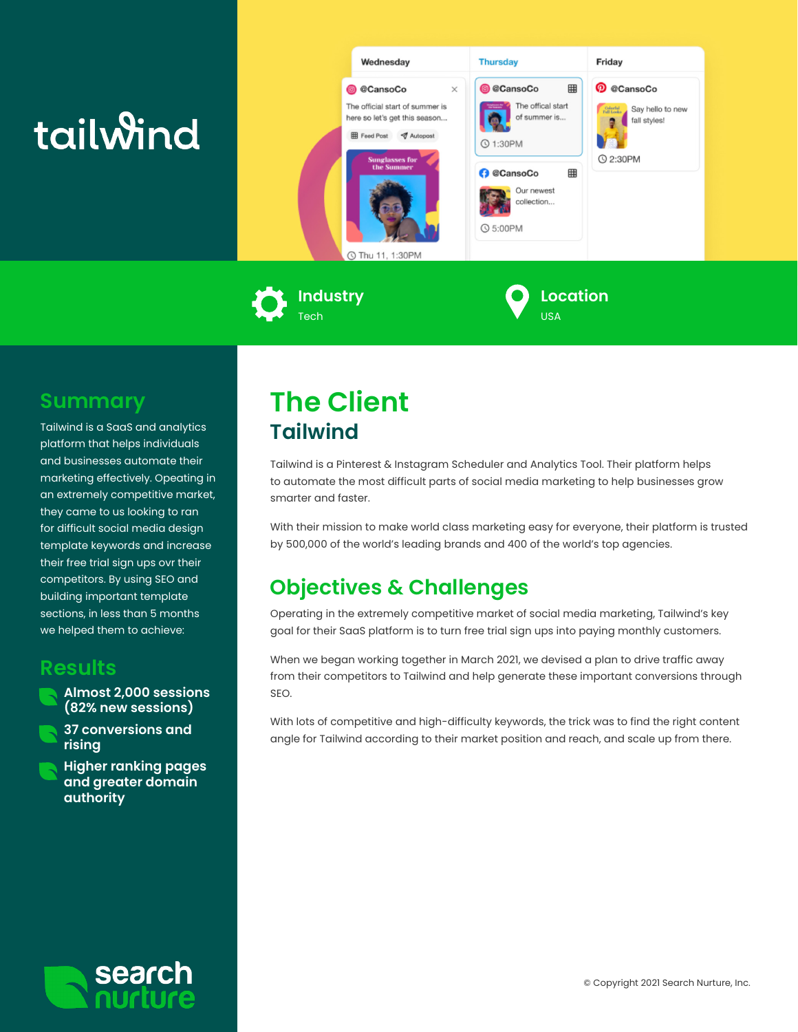tailwind

**Industry**
Tech

**Location**
USA

## Summary

Tailwind is a SaaS and analytics platform that helps individuals and businesses automate their marketing effectively. Opeating in an extremely competitive market, they came to us looking to ran for difficult social media design template keywords and increase their free trial sign ups ovr their competitors. By using SEO and building important template sections, in less than 5 months we helped them to achieve:

## Results

- **Almost 2,000 sessions (82% new sessions)**
- **37 conversions and rising**
- **Higher ranking pages and greater domain authority**

# The Client

## Tailwind

Tailwind is a Pinterest & Instagram Scheduler and Analytics Tool. Their platform helps to automate the most difficult parts of social media marketing to help businesses grow smarter and faster.

With their mission to make world class marketing easy for everyone, their platform is trusted by 500,000 of the world's leading brands and 400 of the world's top agencies.

## Objectives & Challenges

Operating in the extremely competitive market of social media marketing, Tailwind's key goal for their SaaS platform is to turn free trial sign ups into paying monthly customers.

When we began working together in March 2021, we devised a plan to drive traffic away from their competitors to Tailwind and help generate these important conversions through SEO.

With lots of competitive and high-difficulty keywords, the trick was to find the right content angle for Tailwind according to their market position and reach, and scale up from there.

search nurture

© Copyright 2021 Search Nurture, Inc.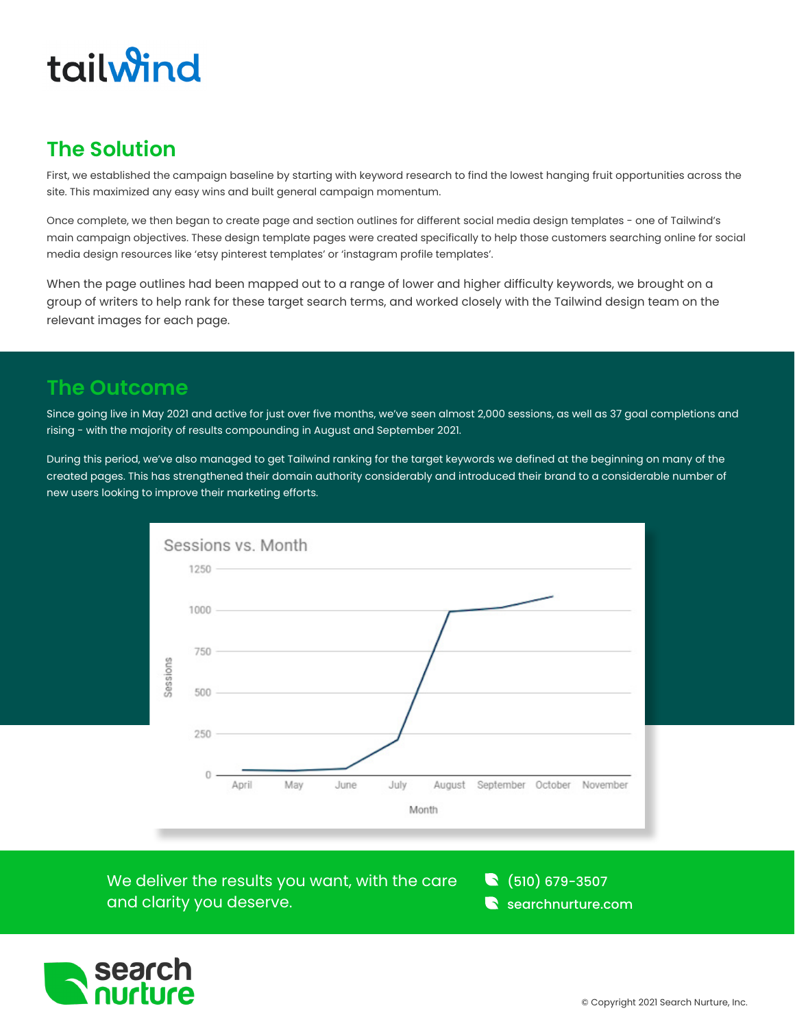tailwind

## The Solution

First, we established the campaign baseline by starting with keyword research to find the lowest hanging fruit opportunities across the site. This maximized any easy wins and built general campaign momentum.

Once complete, we then began to create page and section outlines for different social media design templates - one of Tailwind's main campaign objectives. These design template pages were created specifically to help those customers searching online for social media design resources like 'etsy pinterest templates' or 'instagram profile templates'.

When the page outlines had been mapped out to a range of lower and higher difficulty keywords, we brought on a group of writers to help rank for these target search terms, and worked closely with the Tailwind design team on the relevant images for each page.

## The Outcome

Since going live in May 2021 and active for just over five months, we've seen almost 2,000 sessions, as well as 37 goal completions and rising - with the majority of results compounding in August and September 2021.

During this period, we've also managed to get Tailwind ranking for the target keywords we defined at the beginning on many of the created pages. This has strengthened their domain authority considerably and introduced their brand to a considerable number of new users looking to improve their marketing efforts.

Sessions vs. Month

Sessions

1250
1000
750
500
250
0

April May June July August September October November

Month

We deliver the results you want, with the care and clarity you deserve.

(510) 679-3507

searchnurture.com

search nurture

© Copyright 2021 Search Nurture, Inc.